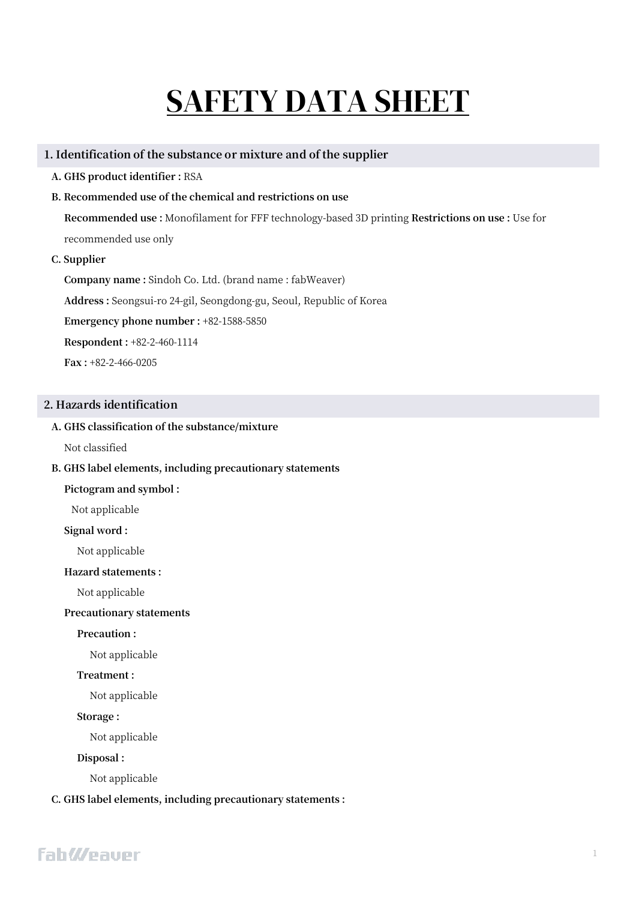# SAFETY DATA SHEET

## 1. Identification of the substance or mixture and of the supplier

**A. GHS product identifier :** RSA

**B. Recommended use of the chemical and restrictions on use**

**Recommended use :** Monofilament for FFF technology-based 3D printing **Restrictions on use :** Use for recommended use only

**C. Supplier**

**Company name :** Sindoh Co. Ltd. (brand name : fabWeaver)

**Address :** Seongsui-ro 24-gil, Seongdong-gu, Seoul, Republic of Korea

**Emergency phone number :** +82-1588-5850

**Respondent :** +82-2-460-1114

**Fax :** +82-2-466-0205

## 2. Hazards identification

**A. GHS classification of the substance/mixture**

Not classified

**B. GHS label elements, including precautionary statements**

**Pictogram and symbol :**

Not applicable

**Signal word :**

Not applicable

**Hazard statements :**

Not applicable

**Precautionary statements**

**Precaution :**

Not applicable

**Treatment :**

Not applicable

**Storage :**

Not applicable

**Disposal :**

Not applicable

**C. GHS label elements, including precautionary statements :**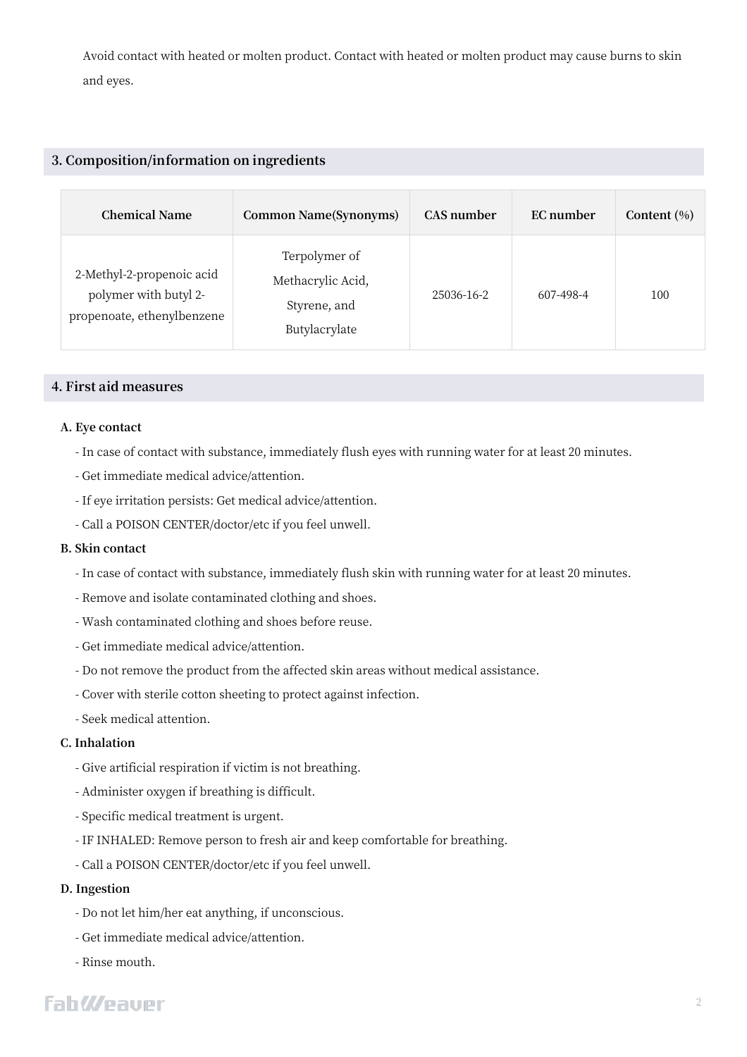Avoid contact with heated or molten product. Contact with heated or molten product may cause burns to skin and eyes.

## 3. Composition/information on ingredients

| Chemical Name | Common Name(Synonyms) | CAS number | EC number | Content (%) |
|---|---|---|---|---|
| 2-Methyl-2-propenoic acid polymer with butyl 2-propenoate, ethenylbenzene | Terpolymer of Methacrylic Acid, Styrene, and Butylacrylate | 25036-16-2 | 607-498-4 | 100 |

## 4. First aid measures

**A. Eye contact**

- In case of contact with substance, immediately flush eyes with running water for at least 20 minutes.
- Get immediate medical advice/attention.
- If eye irritation persists: Get medical advice/attention.
- Call a POISON CENTER/doctor/etc if you feel unwell.

**B. Skin contact**

- In case of contact with substance, immediately flush skin with running water for at least 20 minutes.
- Remove and isolate contaminated clothing and shoes.
- Wash contaminated clothing and shoes before reuse.
- Get immediate medical advice/attention.
- Do not remove the product from the affected skin areas without medical assistance.
- Cover with sterile cotton sheeting to protect against infection.
- Seek medical attention.

**C. Inhalation**

- Give artificial respiration if victim is not breathing.
- Administer oxygen if breathing is difficult.
- Specific medical treatment is urgent.
- IF INHALED: Remove person to fresh air and keep comfortable for breathing.
- Call a POISON CENTER/doctor/etc if you feel unwell.

**D. Ingestion**

- Do not let him/her eat anything, if unconscious.
- Get immediate medical advice/attention.
- Rinse mouth.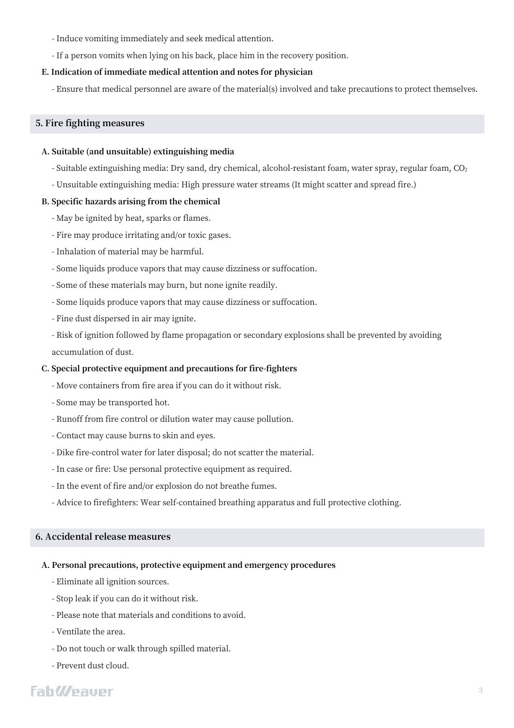- Induce vomiting immediately and seek medical attention.

- If a person vomits when lying on his back, place him in the recovery position.

**E. Indication of immediate medical attention and notes for physician**

- Ensure that medical personnel are aware of the material(s) involved and take precautions to protect themselves.

## 5. Fire fighting measures

**A. Suitable (and unsuitable) extinguishing media**

- Suitable extinguishing media: Dry sand, dry chemical, alcohol-resistant foam, water spray, regular foam, $CO_2$

- Unsuitable extinguishing media: High pressure water streams (It might scatter and spread fire.)

**B. Specific hazards arising from the chemical**

- May be ignited by heat, sparks or flames.

- Fire may produce irritating and/or toxic gases.

- Inhalation of material may be harmful.

- Some liquids produce vapors that may cause dizziness or suffocation.

- Some of these materials may burn, but none ignite readily.

- Some liquids produce vapors that may cause dizziness or suffocation.

- Fine dust dispersed in air may ignite.

- Risk of ignition followed by flame propagation or secondary explosions shall be prevented by avoiding accumulation of dust.

**C. Special protective equipment and precautions for fire-fighters**

- Move containers from fire area if you can do it without risk.

- Some may be transported hot.

- Runoff from fire control or dilution water may cause pollution.

- Contact may cause burns to skin and eyes.

- Dike fire-control water for later disposal; do not scatter the material.

- In case or fire: Use personal protective equipment as required.

- In the event of fire and/or explosion do not breathe fumes.

- Advice to firefighters: Wear self-contained breathing apparatus and full protective clothing.

## 6. Accidental release measures

**A. Personal precautions, protective equipment and emergency procedures**

- Eliminate all ignition sources.

- Stop leak if you can do it without risk.

- Please note that materials and conditions to avoid.

- Ventilate the area.

- Do not touch or walk through spilled material.

- Prevent dust cloud.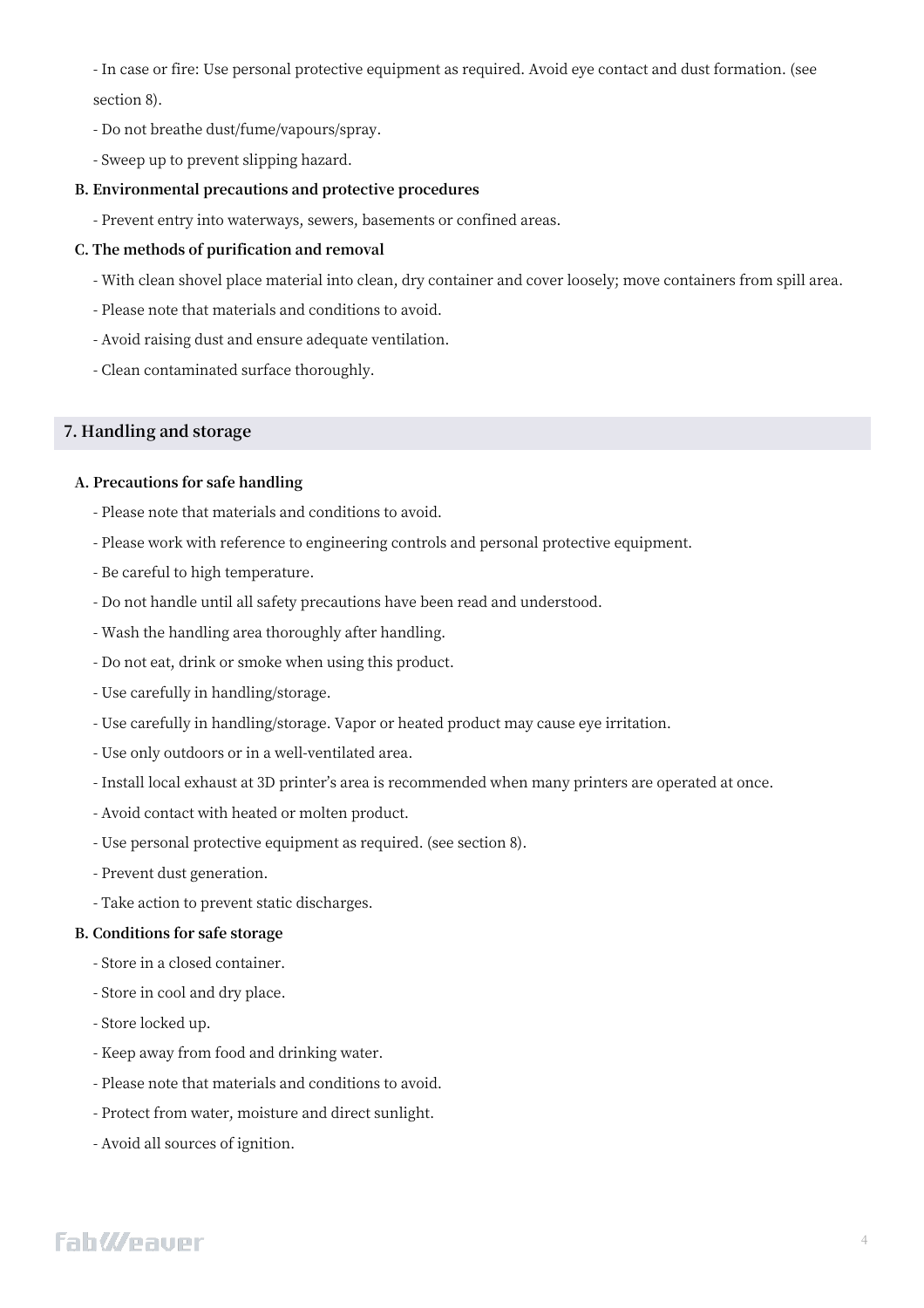- In case or fire: Use personal protective equipment as required. Avoid eye contact and dust formation. (see section 8).
- Do not breathe dust/fume/vapours/spray.
- Sweep up to prevent slipping hazard.

**B. Environmental precautions and protective procedures**

- Prevent entry into waterways, sewers, basements or confined areas.

**C. The methods of purification and removal**

- With clean shovel place material into clean, dry container and cover loosely; move containers from spill area.
- Please note that materials and conditions to avoid.
- Avoid raising dust and ensure adequate ventilation.
- Clean contaminated surface thoroughly.

## 7. Handling and storage

**A. Precautions for safe handling**

- Please note that materials and conditions to avoid.
- Please work with reference to engineering controls and personal protective equipment.
- Be careful to high temperature.
- Do not handle until all safety precautions have been read and understood.
- Wash the handling area thoroughly after handling.
- Do not eat, drink or smoke when using this product.
- Use carefully in handling/storage.
- Use carefully in handling/storage. Vapor or heated product may cause eye irritation.
- Use only outdoors or in a well-ventilated area.
- Install local exhaust at 3D printer's area is recommended when many printers are operated at once.
- Avoid contact with heated or molten product.
- Use personal protective equipment as required. (see section 8).
- Prevent dust generation.
- Take action to prevent static discharges.

**B. Conditions for safe storage**

- Store in a closed container.
- Store in cool and dry place.
- Store locked up.
- Keep away from food and drinking water.
- Please note that materials and conditions to avoid.
- Protect from water, moisture and direct sunlight.
- Avoid all sources of ignition.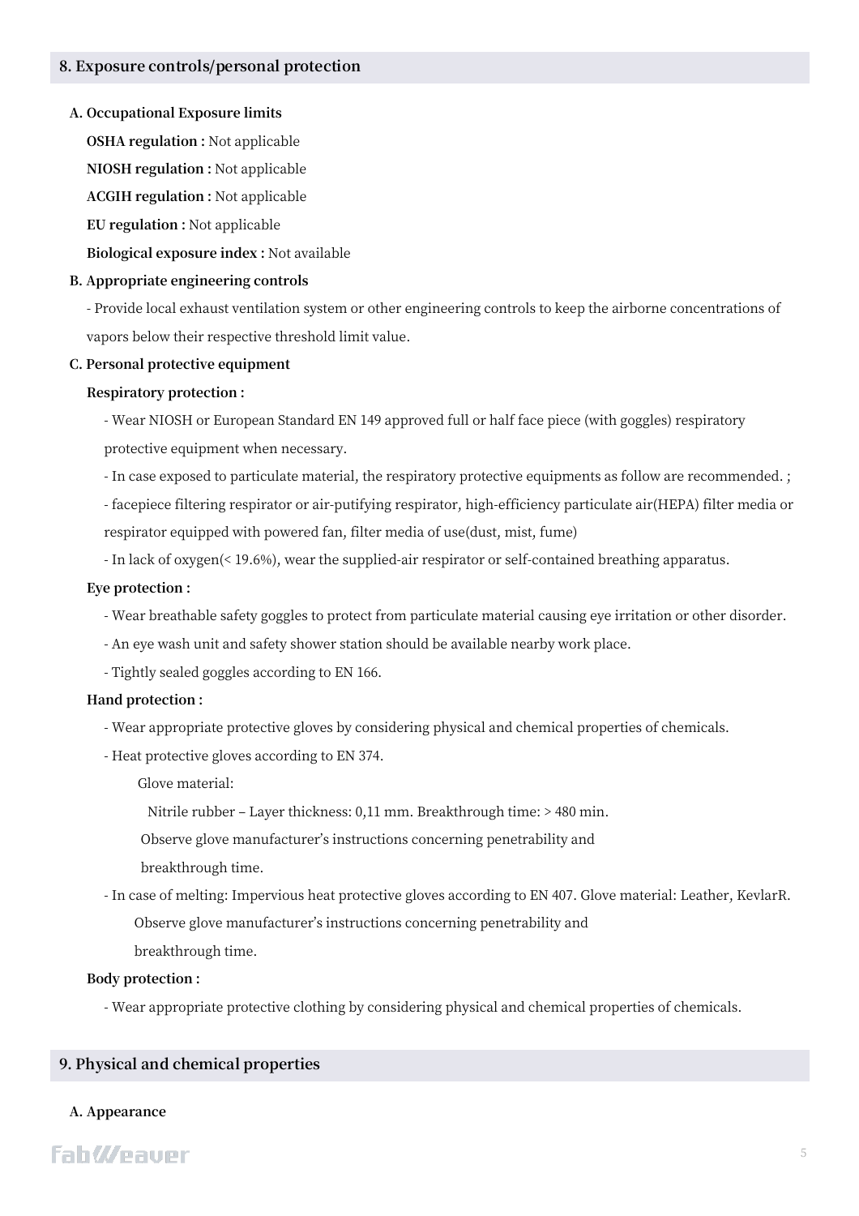## 8. Exposure controls/personal protection

**A. Occupational Exposure limits**

**OSHA regulation :** Not applicable

**NIOSH regulation :** Not applicable

**ACGIH regulation :** Not applicable

**EU regulation :** Not applicable

**Biological exposure index :** Not available

**B. Appropriate engineering controls**

- Provide local exhaust ventilation system or other engineering controls to keep the airborne concentrations of vapors below their respective threshold limit value.

**C. Personal protective equipment**

**Respiratory protection :**

- Wear NIOSH or European Standard EN 149 approved full or half face piece (with goggles) respiratory protective equipment when necessary.
- In case exposed to particulate material, the respiratory protective equipments as follow are recommended. ;
- facepiece filtering respirator or air-putifying respirator, high-efficiency particulate air(HEPA) filter media or respirator equipped with powered fan, filter media of use(dust, mist, fume)
- In lack of oxygen(< 19.6%), wear the supplied-air respirator or self-contained breathing apparatus.

**Eye protection :**

- Wear breathable safety goggles to protect from particulate material causing eye irritation or other disorder.
- An eye wash unit and safety shower station should be available nearby work place.
- Tightly sealed goggles according to EN 166.

**Hand protection :**

- Wear appropriate protective gloves by considering physical and chemical properties of chemicals.
- Heat protective gloves according to EN 374.

  Glove material:

  Nitrile rubber – Layer thickness: 0,11 mm. Breakthrough time: > 480 min.

  Observe glove manufacturer's instructions concerning penetrability and breakthrough time.

- In case of melting: Impervious heat protective gloves according to EN 407. Glove material: Leather, KevlarR.

  Observe glove manufacturer's instructions concerning penetrability and breakthrough time.

**Body protection :**

- Wear appropriate protective clothing by considering physical and chemical properties of chemicals.

## 9. Physical and chemical properties

**A. Appearance**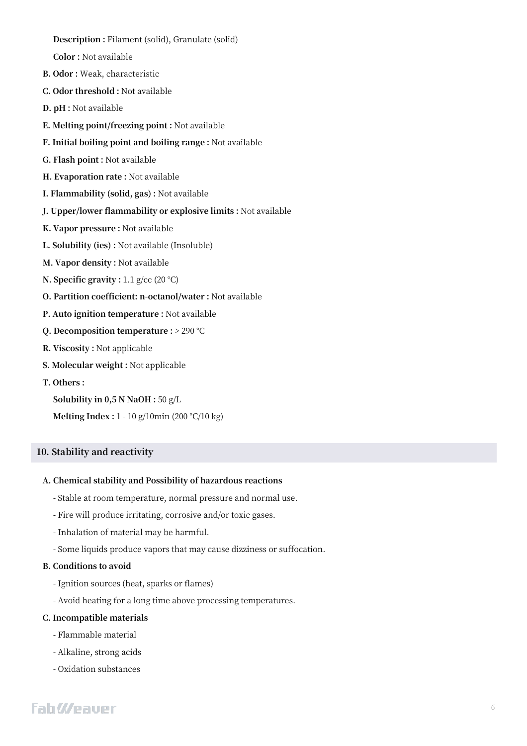**Description :** Filament (solid), Granulate (solid)

**Color :** Not available

**B. Odor :** Weak, characteristic

**C. Odor threshold :** Not available

**D. pH :** Not available

**E. Melting point/freezing point :** Not available

**F. Initial boiling point and boiling range :** Not available

**G. Flash point :** Not available

**H. Evaporation rate :** Not available

**I. Flammability (solid, gas) :** Not available

**J. Upper/lower flammability or explosive limits :** Not available

**K. Vapor pressure :** Not available

**L. Solubility (ies) :** Not available (Insoluble)

**M. Vapor density :** Not available

**N. Specific gravity :** 1.1 g/cc (20 °C)

**O. Partition coefficient: n-octanol/water :** Not available

**P. Auto ignition temperature :** Not available

**Q. Decomposition temperature :** > 290 °C

**R. Viscosity :** Not applicable

**S. Molecular weight :** Not applicable

**T. Others :**

**Solubility in 0,5 N NaOH :** 50 g/L

**Melting Index :** 1 - 10 g/10min (200 °C/10 kg)

## 10. Stability and reactivity

**A. Chemical stability and Possibility of hazardous reactions**

- Stable at room temperature, normal pressure and normal use.
- Fire will produce irritating, corrosive and/or toxic gases.
- Inhalation of material may be harmful.
- Some liquids produce vapors that may cause dizziness or suffocation.

**B. Conditions to avoid**

- Ignition sources (heat, sparks or flames)
- Avoid heating for a long time above processing temperatures.

**C. Incompatible materials**

- Flammable material
- Alkaline, strong acids
- Oxidation substances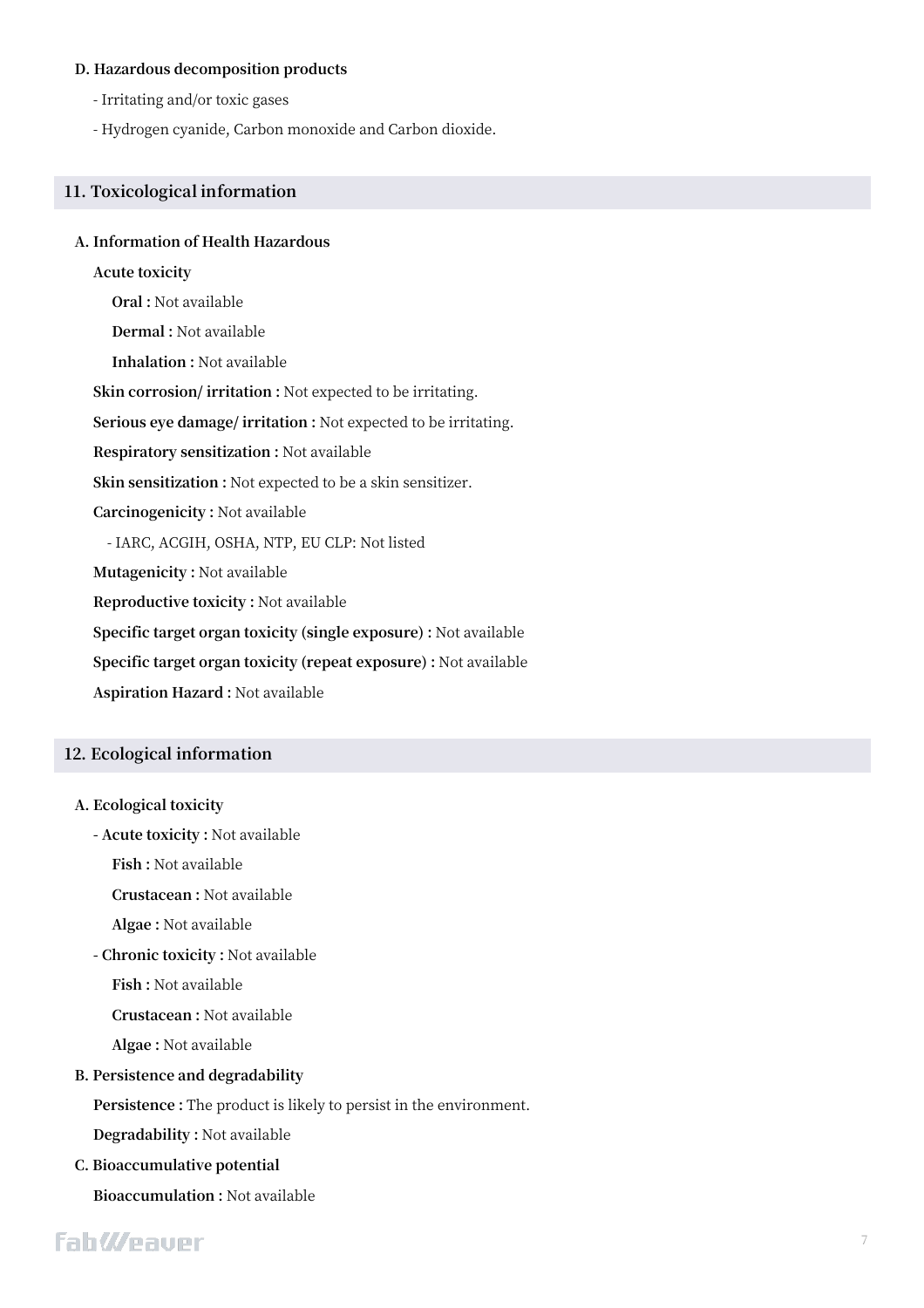**D. Hazardous decomposition products**

- Irritating and/or toxic gases
- Hydrogen cyanide, Carbon monoxide and Carbon dioxide.

## 11. Toxicological information

**A. Information of Health Hazardous**

**Acute toxicity**

**Oral :** Not available

**Dermal :** Not available

**Inhalation :** Not available

**Skin corrosion/ irritation :** Not expected to be irritating.

**Serious eye damage/ irritation :** Not expected to be irritating.

**Respiratory sensitization :** Not available

**Skin sensitization :** Not expected to be a skin sensitizer.

**Carcinogenicity :** Not available

- IARC, ACGIH, OSHA, NTP, EU CLP: Not listed

**Mutagenicity :** Not available

**Reproductive toxicity :** Not available

**Specific target organ toxicity (single exposure) :** Not available

**Specific target organ toxicity (repeat exposure) :** Not available

**Aspiration Hazard :** Not available

## 12. Ecological information

**A. Ecological toxicity**

- **Acute toxicity :** Not available

  **Fish :** Not available

  **Crustacean :** Not available

  **Algae :** Not available

- **Chronic toxicity :** Not available

  **Fish :** Not available

  **Crustacean :** Not available

  **Algae :** Not available

**B. Persistence and degradability**

**Persistence :** The product is likely to persist in the environment.

**Degradability :** Not available

**C. Bioaccumulative potential**

**Bioaccumulation :** Not available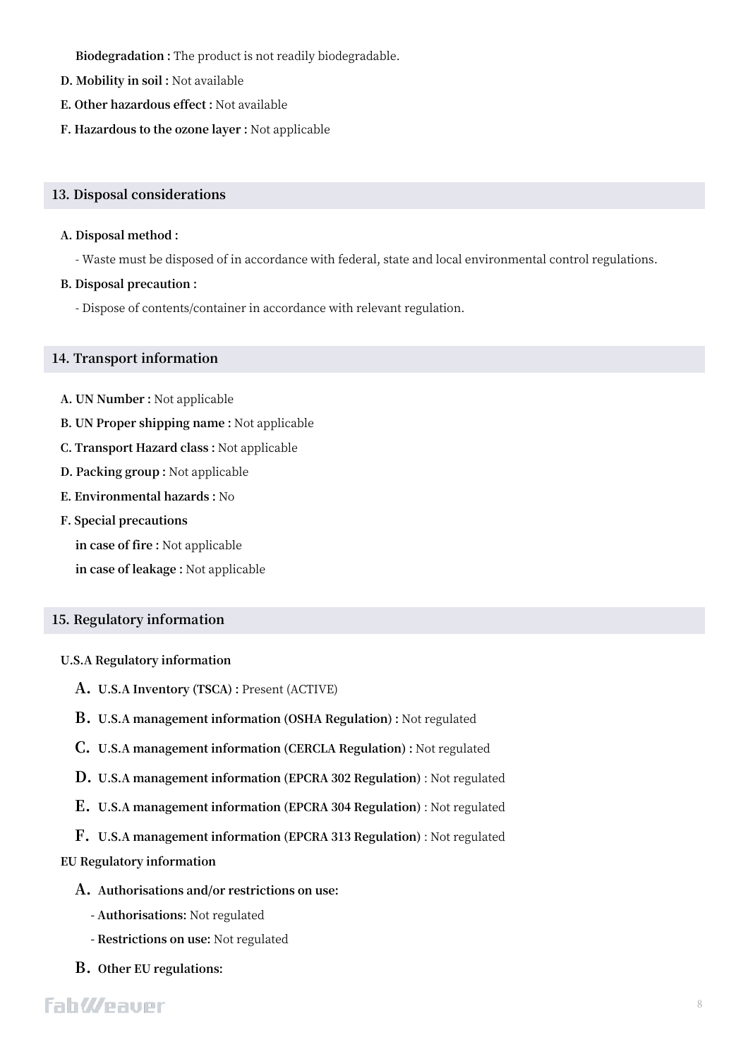**Biodegradation :** The product is not readily biodegradable.

**D. Mobility in soil :** Not available

**E. Other hazardous effect :** Not available

**F. Hazardous to the ozone layer :** Not applicable

## 13. Disposal considerations

**A. Disposal method :**

- Waste must be disposed of in accordance with federal, state and local environmental control regulations.

**B. Disposal precaution :**

- Dispose of contents/container in accordance with relevant regulation.

## 14. Transport information

**A. UN Number :** Not applicable

**B. UN Proper shipping name :** Not applicable

**C. Transport Hazard class :** Not applicable

**D. Packing group :** Not applicable

**E. Environmental hazards :** No

**F. Special precautions**

**in case of fire :** Not applicable

**in case of leakage :** Not applicable

## 15. Regulatory information

**U.S.A Regulatory information**

A. **U.S.A Inventory (TSCA) :** Present (ACTIVE)

B. **U.S.A management information (OSHA Regulation) :** Not regulated

C. **U.S.A management information (CERCLA Regulation) :** Not regulated

D. **U.S.A management information (EPCRA 302 Regulation)** : Not regulated

E. **U.S.A management information (EPCRA 304 Regulation)** : Not regulated

F. **U.S.A management information (EPCRA 313 Regulation)** : Not regulated

**EU Regulatory information**

A. **Authorisations and/or restrictions on use:**

- **Authorisations:** Not regulated
- **Restrictions on use:** Not regulated

B. **Other EU regulations:**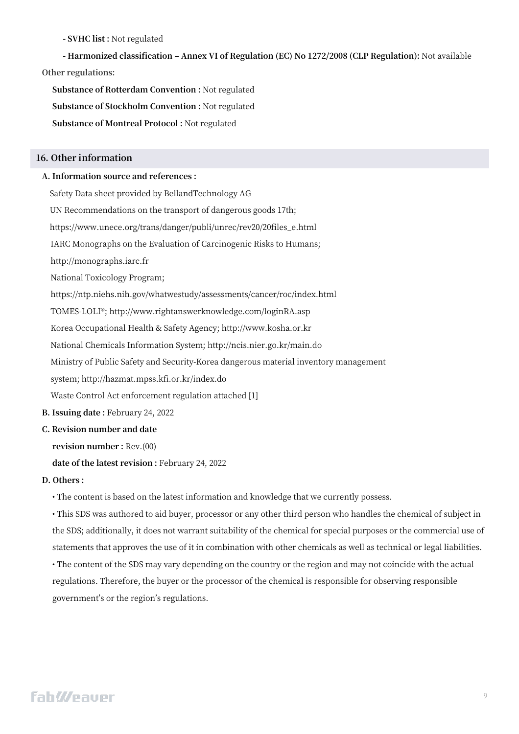- **SVHC list :** Not regulated

- **Harmonized classification – Annex VI of Regulation (EC) No 1272/2008 (CLP Regulation):** Not available

**Other regulations:**

**Substance of Rotterdam Convention :** Not regulated

**Substance of Stockholm Convention :** Not regulated

**Substance of Montreal Protocol :** Not regulated

## 16. Other information

**A. Information source and references :**

Safety Data sheet provided by BellandTechnology AG

UN Recommendations on the transport of dangerous goods 17th;

https://www.unece.org/trans/danger/publi/unrec/rev20/20files_e.html

IARC Monographs on the Evaluation of Carcinogenic Risks to Humans;

http://monographs.iarc.fr

National Toxicology Program;

https://ntp.niehs.nih.gov/whatwestudy/assessments/cancer/roc/index.html

TOMES-LOLI®; http://www.rightanswerknowledge.com/loginRA.asp

Korea Occupational Health & Safety Agency; http://www.kosha.or.kr

National Chemicals Information System; http://ncis.nier.go.kr/main.do

Ministry of Public Safety and Security-Korea dangerous material inventory management system; http://hazmat.mpss.kfi.or.kr/index.do

Waste Control Act enforcement regulation attached [1]

**B. Issuing date :** February 24, 2022

**C. Revision number and date**

**revision number :** Rev.(00)

**date of the latest revision :** February 24, 2022

**D. Others :**

• The content is based on the latest information and knowledge that we currently possess.

• This SDS was authored to aid buyer, processor or any other third person who handles the chemical of subject in the SDS; additionally, it does not warrant suitability of the chemical for special purposes or the commercial use of statements that approves the use of it in combination with other chemicals as well as technical or legal liabilities.

• The content of the SDS may vary depending on the country or the region and may not coincide with the actual regulations. Therefore, the buyer or the processor of the chemical is responsible for observing responsible government's or the region's regulations.